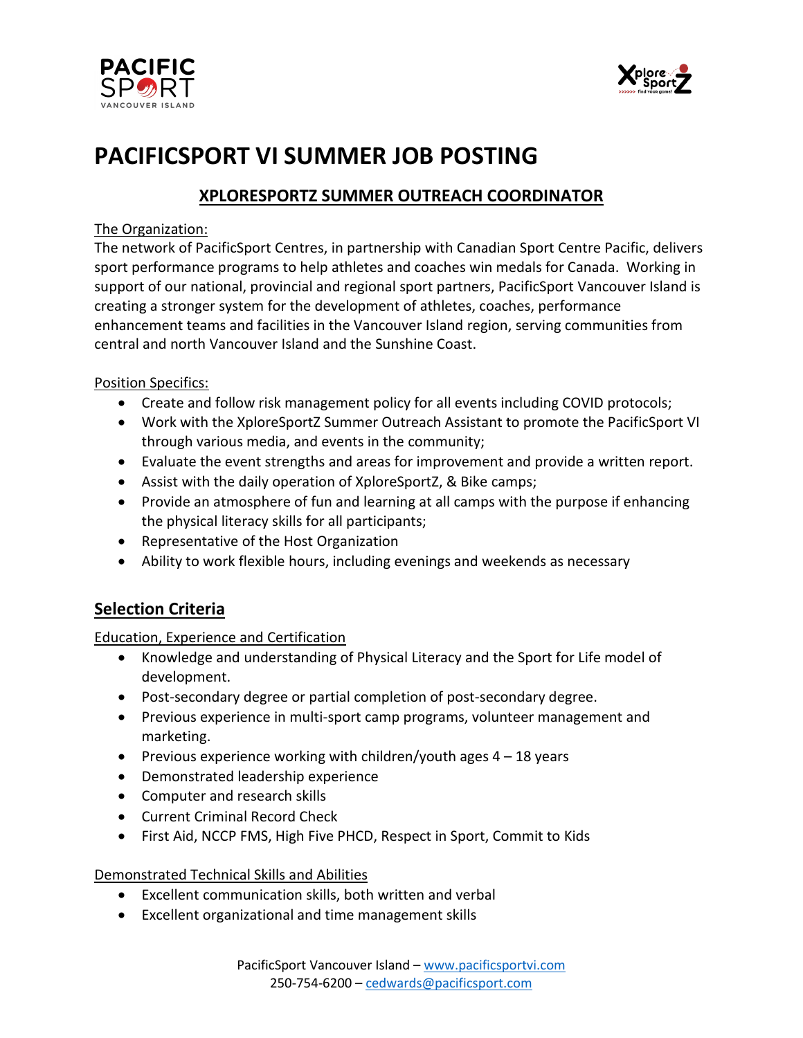# PACIFICSPORT VI SUMMER JOB POSTING

## XPLORESPORTZ SUMMER OUTREACH COORDINATOR

The Organization:
The network of PacificSport Centres, in partnership with Canadian Sport Centre Pacific, delivers sport performance programs to help athletes and coaches win medals for Canada. Working in support of our national, provincial and regional sport partners, PacificSport Vancouver Island is creating a stronger system for the development of athletes, coaches, performance enhancement teams and facilities in the Vancouver Island region, serving communities from central and north Vancouver Island and the Sunshine Coast.

Position Specifics:

- Create and follow risk management policy for all events including COVID protocols;
- Work with the XploreSportZ Summer Outreach Assistant to promote the PacificSport VI through various media, and events in the community;
- Evaluate the event strengths and areas for improvement and provide a written report.
- Assist with the daily operation of XploreSportZ, & Bike camps;
- Provide an atmosphere of fun and learning at all camps with the purpose if enhancing the physical literacy skills for all participants;
- Representative of the Host Organization
- Ability to work flexible hours, including evenings and weekends as necessary

## Selection Criteria

Education, Experience and Certification

- Knowledge and understanding of Physical Literacy and the Sport for Life model of development.
- Post-secondary degree or partial completion of post-secondary degree.
- Previous experience in multi-sport camp programs, volunteer management and marketing.
- Previous experience working with children/youth ages 4 – 18 years
- Demonstrated leadership experience
- Computer and research skills
- Current Criminal Record Check
- First Aid, NCCP FMS, High Five PHCD, Respect in Sport, Commit to Kids

Demonstrated Technical Skills and Abilities

- Excellent communication skills, both written and verbal
- Excellent organizational and time management skills

PacificSport Vancouver Island – www.pacificsportvi.com
250-754-6200 – cedwards@pacificsport.com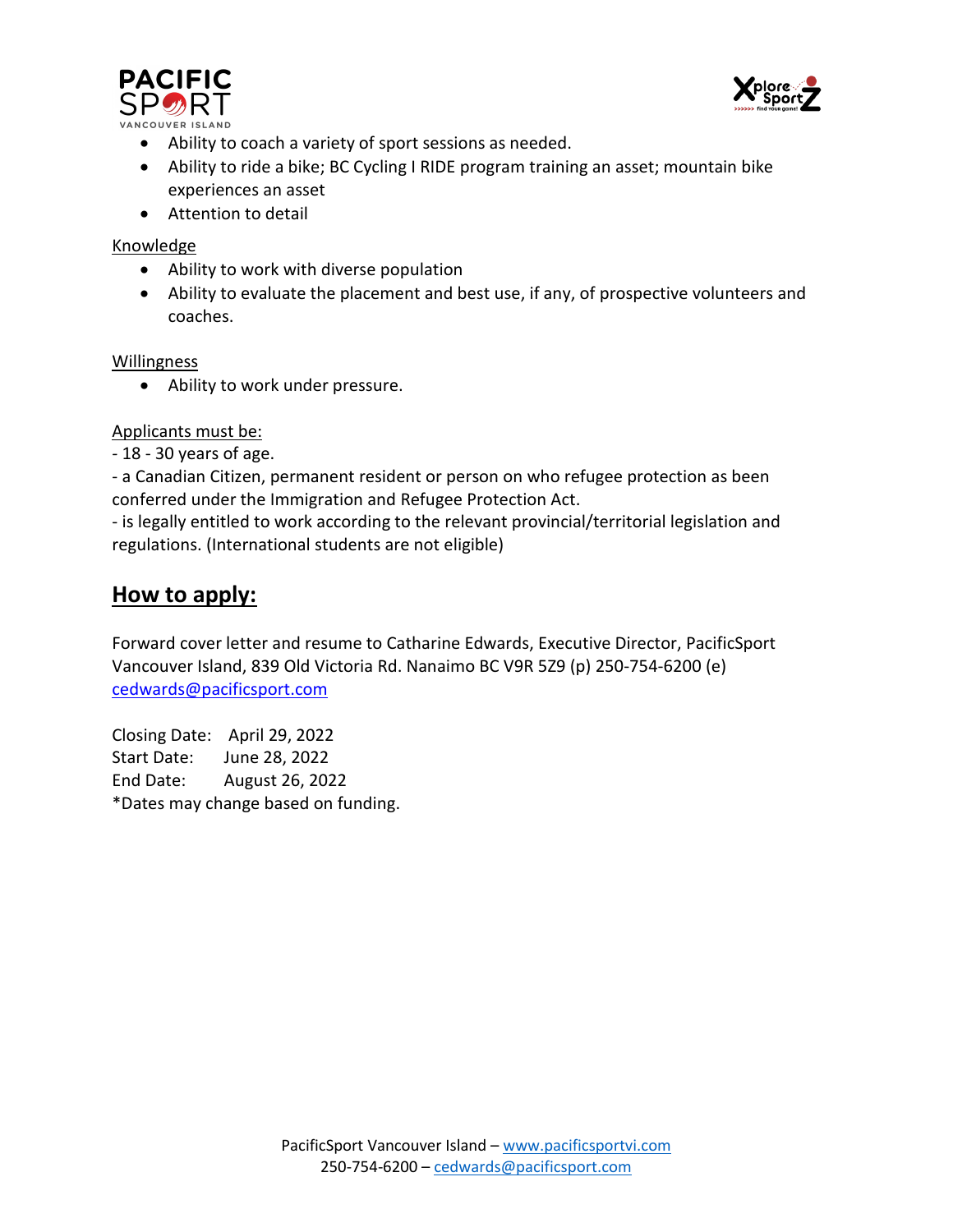- Ability to coach a variety of sport sessions as needed.
- Ability to ride a bike; BC Cycling I RIDE program training an asset; mountain bike experiences an asset
- Attention to detail

Knowledge

- Ability to work with diverse population
- Ability to evaluate the placement and best use, if any, of prospective volunteers and coaches.

Willingness

- Ability to work under pressure.

Applicants must be:

- 18 - 30 years of age.
- a Canadian Citizen, permanent resident or person on who refugee protection as been conferred under the Immigration and Refugee Protection Act.
- is legally entitled to work according to the relevant provincial/territorial legislation and regulations. (International students are not eligible)

## How to apply:

Forward cover letter and resume to Catharine Edwards, Executive Director, PacificSport Vancouver Island, 839 Old Victoria Rd. Nanaimo BC V9R 5Z9 (p) 250-754-6200 (e) cedwards@pacificsport.com

Closing Date: April 29, 2022
Start Date: June 28, 2022
End Date: August 26, 2022
*Dates may change based on funding.